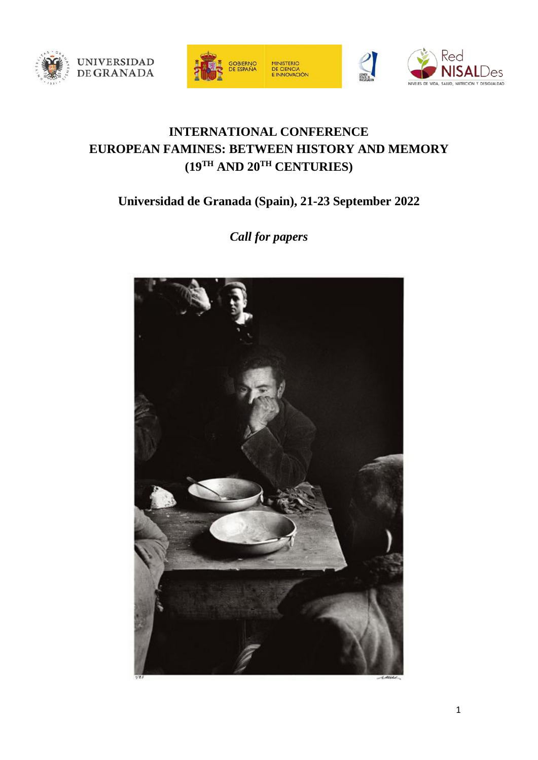# INTERNATIONAL CONFERENCE
# EUROPEAN FAMINES: BETWEEN HISTORY AND MEMORY (19TH AND 20TH CENTURIES)

## Universidad de Granada (Spain), 21-23 September 2022

*Call for papers*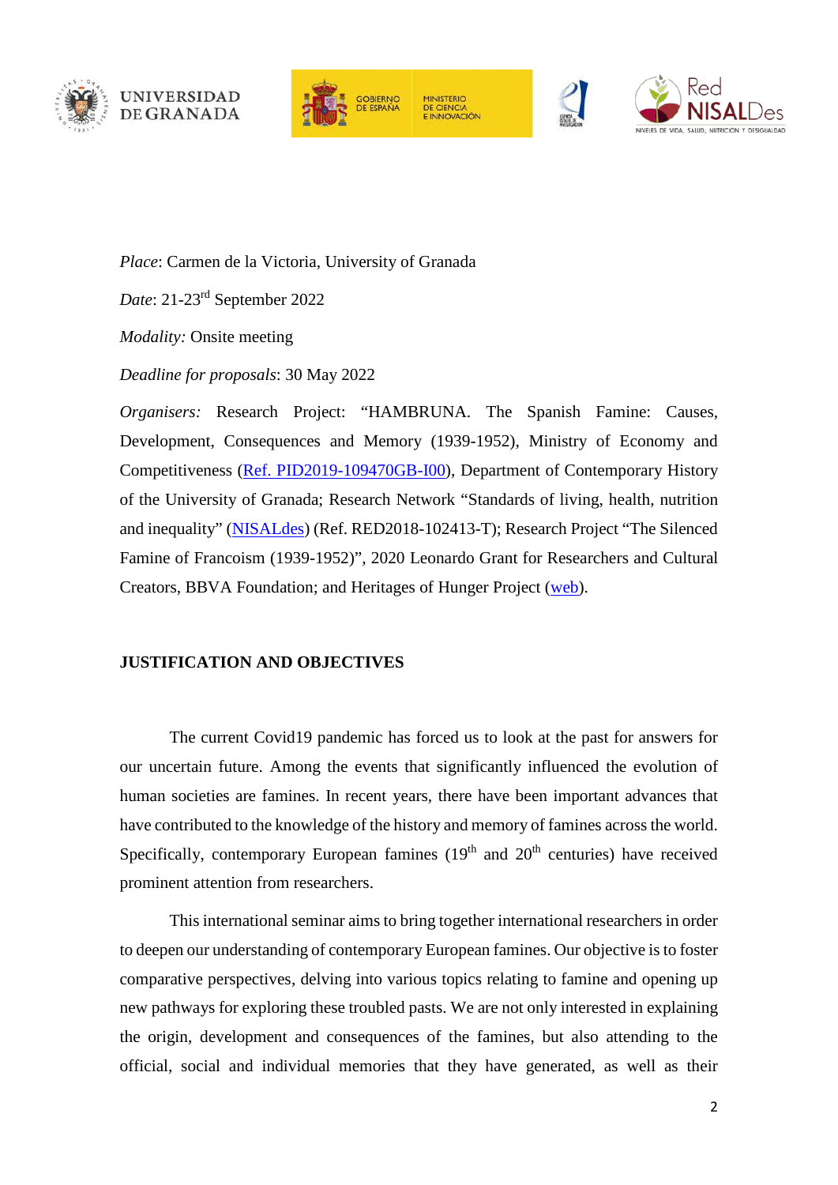*Place*: Carmen de la Victoria, University of Granada

*Date*: 21-23rd September 2022

*Modality:* Onsite meeting

*Deadline for proposals*: 30 May 2022

*Organisers:* Research Project: "HAMBRUNA. The Spanish Famine: Causes, Development, Consequences and Memory (1939-1952), Ministry of Economy and Competitiveness (Ref. PID2019-109470GB-I00), Department of Contemporary History of the University of Granada; Research Network "Standards of living, health, nutrition and inequality" (NISALdes) (Ref. RED2018-102413-T); Research Project "The Silenced Famine of Francoism (1939-1952)", 2020 Leonardo Grant for Researchers and Cultural Creators, BBVA Foundation; and Heritages of Hunger Project (web).

**JUSTIFICATION AND OBJECTIVES**

The current Covid19 pandemic has forced us to look at the past for answers for our uncertain future. Among the events that significantly influenced the evolution of human societies are famines. In recent years, there have been important advances that have contributed to the knowledge of the history and memory of famines across the world. Specifically, contemporary European famines (19th and 20th centuries) have received prominent attention from researchers.

This international seminar aims to bring together international researchers in order to deepen our understanding of contemporary European famines. Our objective is to foster comparative perspectives, delving into various topics relating to famine and opening up new pathways for exploring these troubled pasts. We are not only interested in explaining the origin, development and consequences of the famines, but also attending to the official, social and individual memories that they have generated, as well as their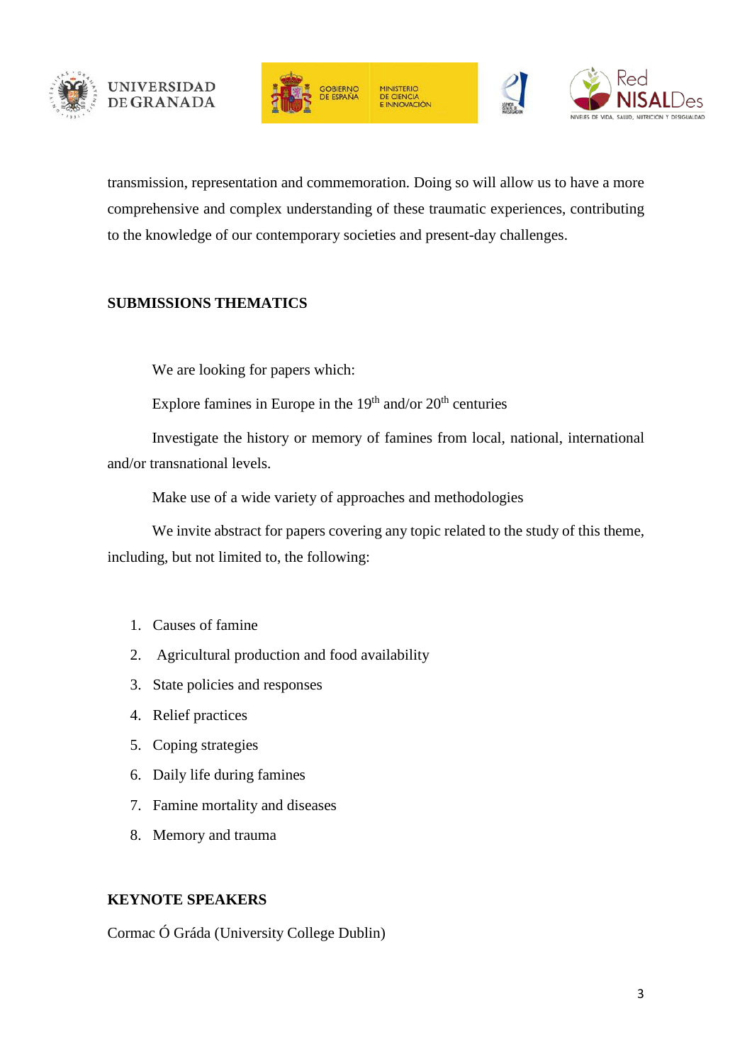transmission, representation and commemoration. Doing so will allow us to have a more comprehensive and complex understanding of these traumatic experiences, contributing to the knowledge of our contemporary societies and present-day challenges.

## SUBMISSIONS THEMATICS

We are looking for papers which:

Explore famines in Europe in the 19th and/or 20th centuries

Investigate the history or memory of famines from local, national, international and/or transnational levels.

Make use of a wide variety of approaches and methodologies

We invite abstract for papers covering any topic related to the study of this theme, including, but not limited to, the following:

1. Causes of famine
2. Agricultural production and food availability
3. State policies and responses
4. Relief practices
5. Coping strategies
6. Daily life during famines
7. Famine mortality and diseases
8. Memory and trauma

## KEYNOTE SPEAKERS

Cormac Ó Gráda (University College Dublin)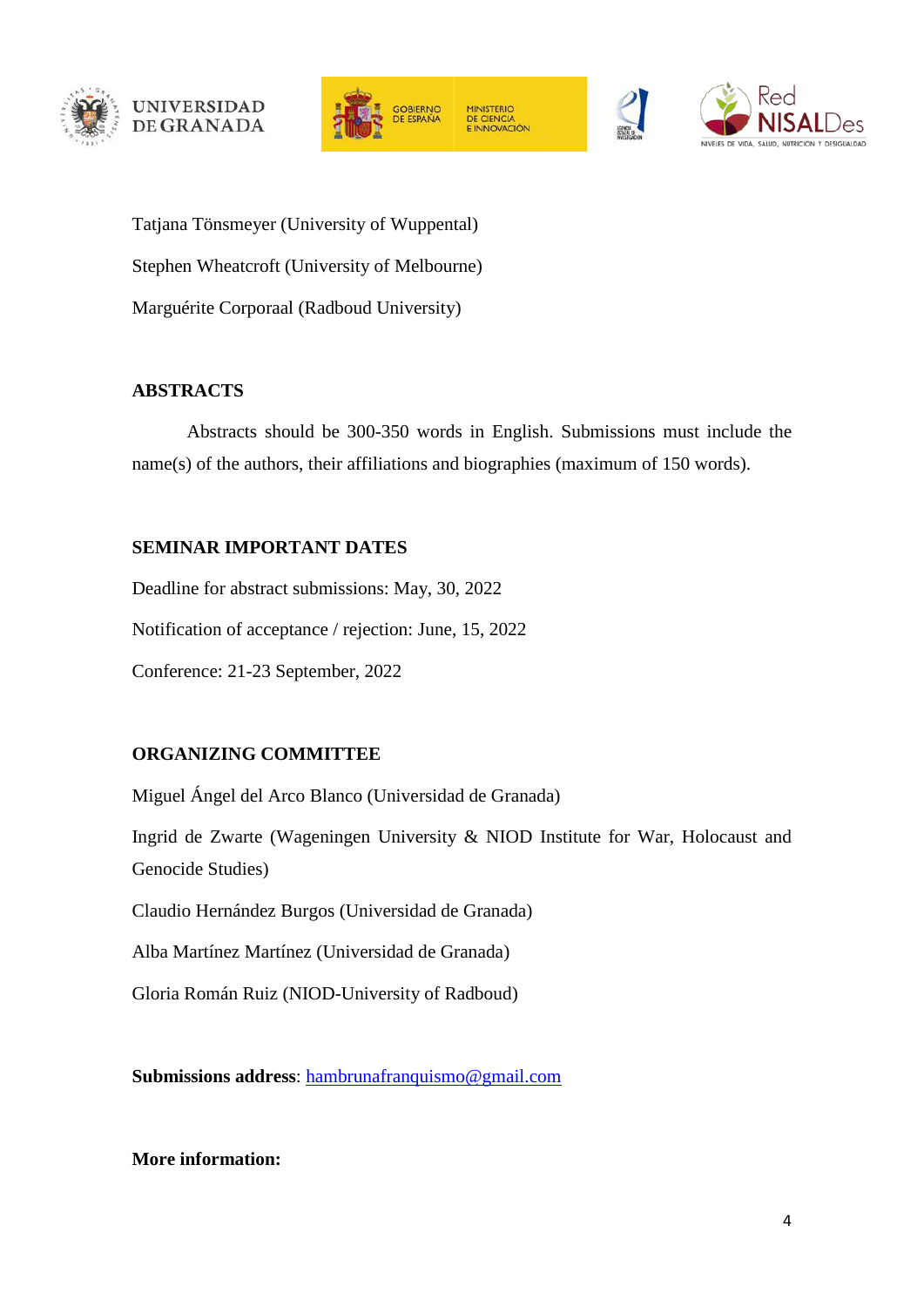Tatjana Tönsmeyer (University of Wuppental)

Stephen Wheatcroft (University of Melbourne)

Marguérite Corporaal (Radboud University)

## ABSTRACTS

Abstracts should be 300-350 words in English. Submissions must include the name(s) of the authors, their affiliations and biographies (maximum of 150 words).

## SEMINAR IMPORTANT DATES

Deadline for abstract submissions: May, 30, 2022

Notification of acceptance / rejection: June, 15, 2022

Conference: 21-23 September, 2022

## ORGANIZING COMMITTEE

Miguel Ángel del Arco Blanco (Universidad de Granada)

Ingrid de Zwarte (Wageningen University & NIOD Institute for War, Holocaust and Genocide Studies)

Claudio Hernández Burgos (Universidad de Granada)

Alba Martínez Martínez (Universidad de Granada)

Gloria Román Ruiz (NIOD-University of Radboud)

**Submissions address**: hambrunafranquismo@gmail.com

**More information:**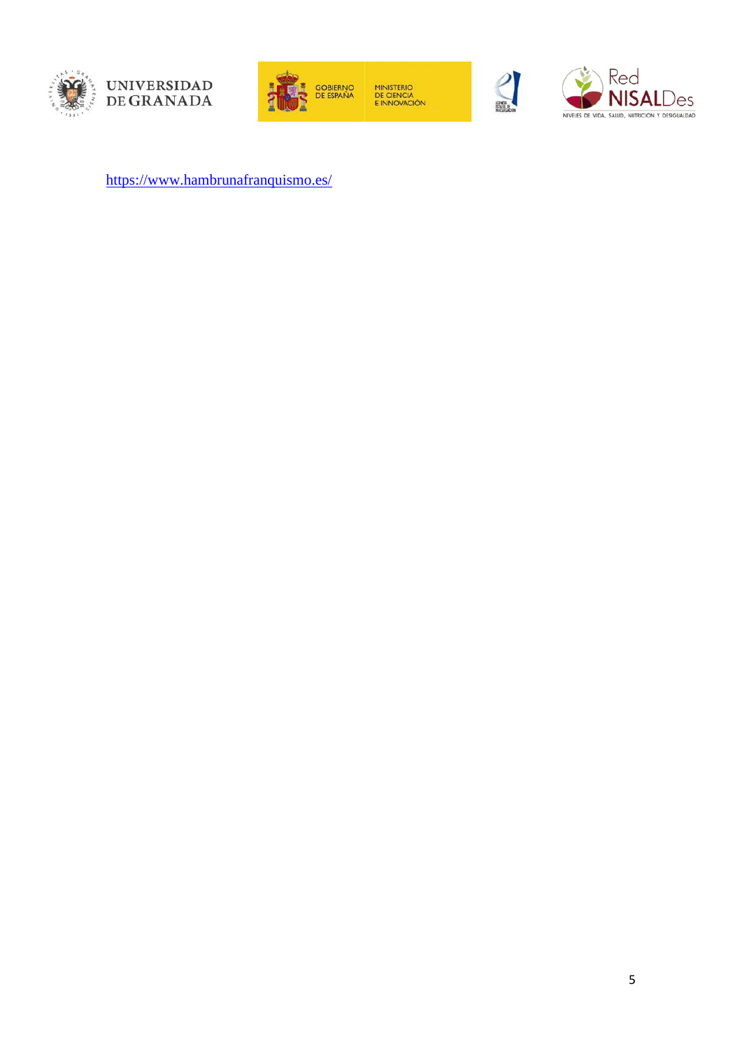https://www.hambrunafranquismo.es/